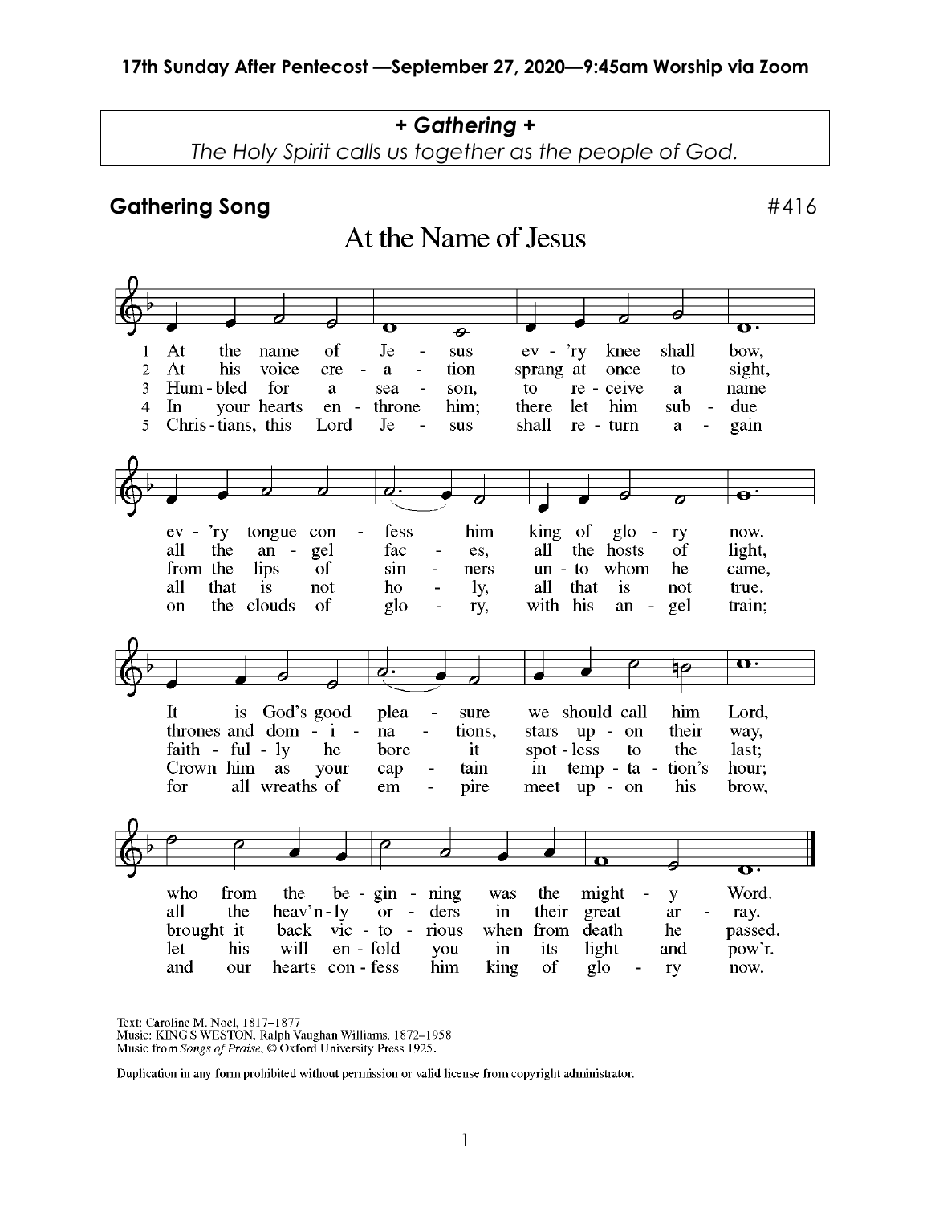**+ *Gathering* +**

*The Holy Spirit calls us together as the people of God.*

## Gathering Song

#416

### At the Name of Jesus

1 At the name of Jesus ev'ry knee shall bow, ev'ry tongue confess him king of glory now. It is God's good pleasure we should call him Lord, who from the beginning was the mighty Word.

2 At his voice creation sprang at once to sight, all the angel faces, all the hosts of light, thrones and dominations, stars upon their way, all the heav'nly orders in their great array.

3 Humbled for a season, to receive a name from the lips of sinners unto whom he came, faithfully he bore it spotless to the last; brought it back victorious when from death he passed.

4 In your hearts enthrone him; there let him subdue all that is not holy, all that is not true. Crown him as your captain in temptation's hour; let his will enfold you in its light and pow'r.

5 Christians, this Lord Jesus shall return again on the clouds of glory, with his angel train; for all wreaths of empire meet upon his brow, and our hearts confess him king of glory now.

Text: Caroline M. Noel, 1817–1877
Music: KING'S WESTON, Ralph Vaughan Williams, 1872–1958
Music from *Songs of Praise*, © Oxford University Press 1925.

Duplication in any form prohibited without permission or valid license from copyright administrator.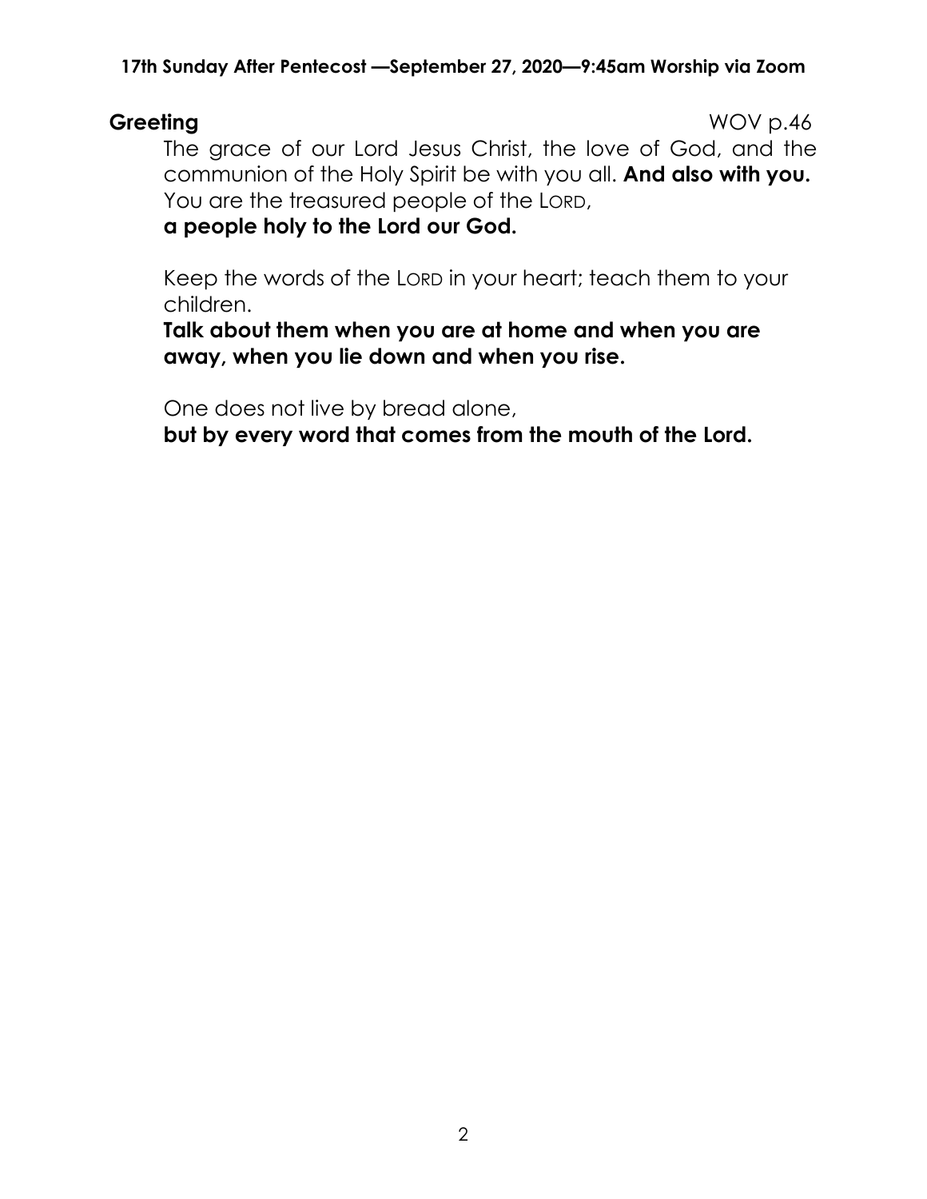**Greeting** WOV p.46

The grace of our Lord Jesus Christ, the love of God, and the communion of the Holy Spirit be with you all. **And also with you.**
You are the treasured people of the LORD,
**a people holy to the Lord our God.**

Keep the words of the LORD in your heart; teach them to your children.
**Talk about them when you are at home and when you are away, when you lie down and when you rise.**

One does not live by bread alone,
**but by every word that comes from the mouth of the Lord.**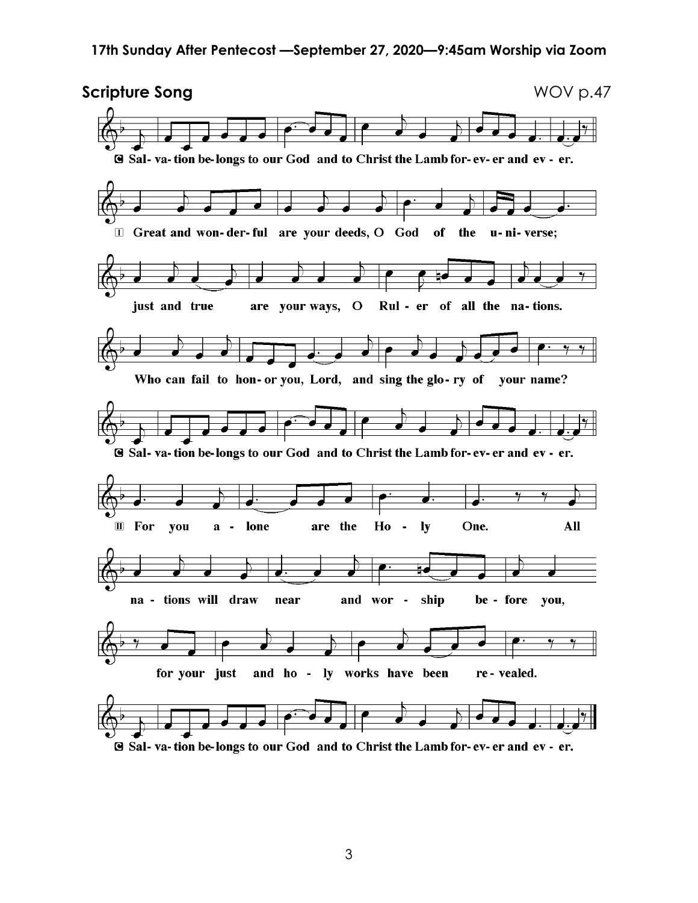## Scripture Song

WOV p.47

C Sal- va- tion be- longs to our God and to Christ the Lamb for- ev- er and ev - er.

1 Great and won- der- ful are your deeds, O God of the u- ni- verse;

just and true are your ways, O Rul - er of all the na- tions.

Who can fail to hon- or you, Lord, and sing the glo- ry of your name?

C Sal- va- tion be- longs to our God and to Christ the Lamb for- ev- er and ev - er.

2 For you a - lone are the Ho - ly One. All

na - tions will draw near and wor - ship be - fore you,

for your just and ho - ly works have been re - vealed.

C Sal- va- tion be- longs to our God and to Christ the Lamb for- ev- er and ev - er.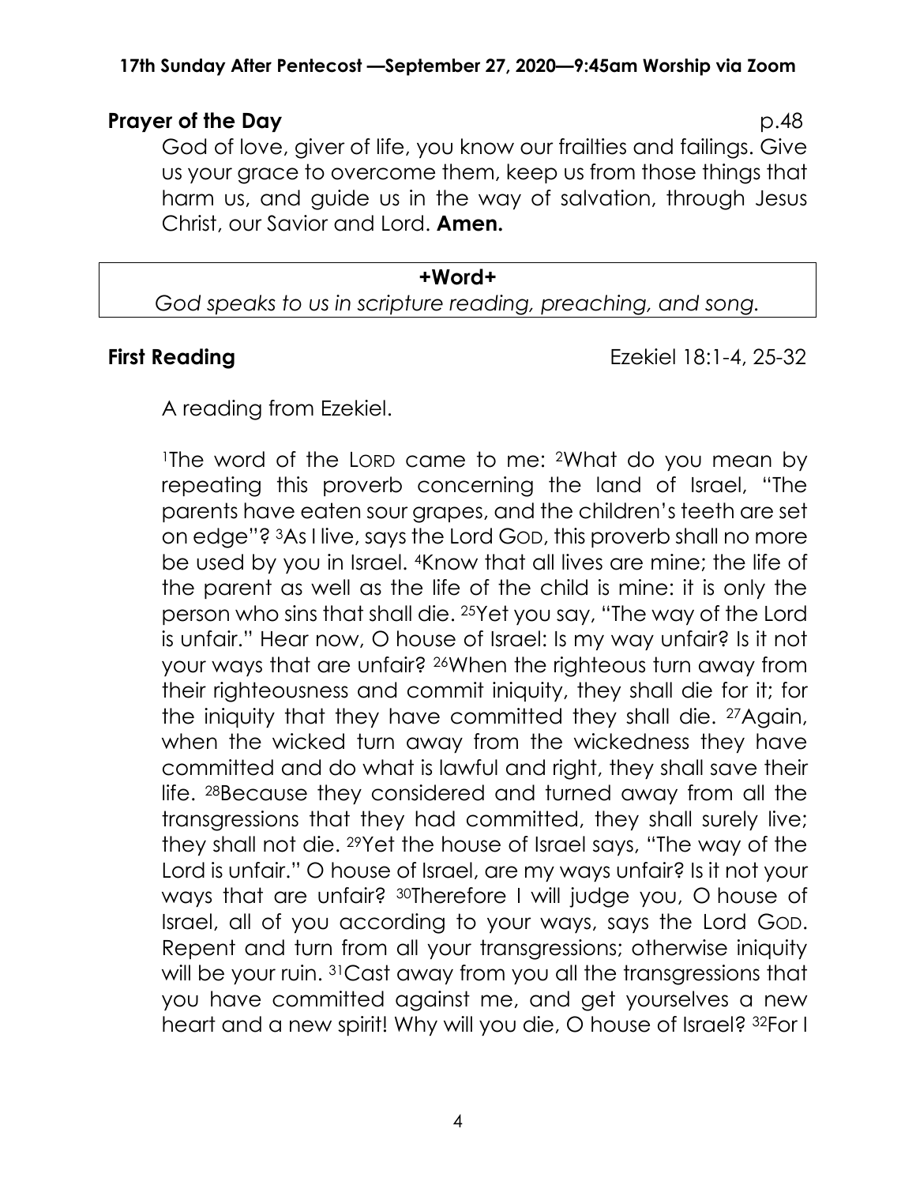**Prayer of the Day** p.48

God of love, giver of life, you know our frailties and failings. Give us your grace to overcome them, keep us from those things that harm us, and guide us in the way of salvation, through Jesus Christ, our Savior and Lord. **Amen.**

**+Word+**

*God speaks to us in scripture reading, preaching, and song.*

**First Reading** Ezekiel 18:1-4, 25-32

A reading from Ezekiel.

[1]The word of the LORD came to me: [2]What do you mean by repeating this proverb concerning the land of Israel, "The parents have eaten sour grapes, and the children's teeth are set on edge"? [3]As I live, says the Lord GOD, this proverb shall no more be used by you in Israel. [4]Know that all lives are mine; the life of the parent as well as the life of the child is mine: it is only the person who sins that shall die. [25]Yet you say, "The way of the Lord is unfair." Hear now, O house of Israel: Is my way unfair? Is it not your ways that are unfair? [26]When the righteous turn away from their righteousness and commit iniquity, they shall die for it; for the iniquity that they have committed they shall die. [27]Again, when the wicked turn away from the wickedness they have committed and do what is lawful and right, they shall save their life. [28]Because they considered and turned away from all the transgressions that they had committed, they shall surely live; they shall not die. [29]Yet the house of Israel says, "The way of the Lord is unfair." O house of Israel, are my ways unfair? Is it not your ways that are unfair? [30]Therefore I will judge you, O house of Israel, all of you according to your ways, says the Lord GOD. Repent and turn from all your transgressions; otherwise iniquity will be your ruin. [31]Cast away from you all the transgressions that you have committed against me, and get yourselves a new heart and a new spirit! Why will you die, O house of Israel? [32]For I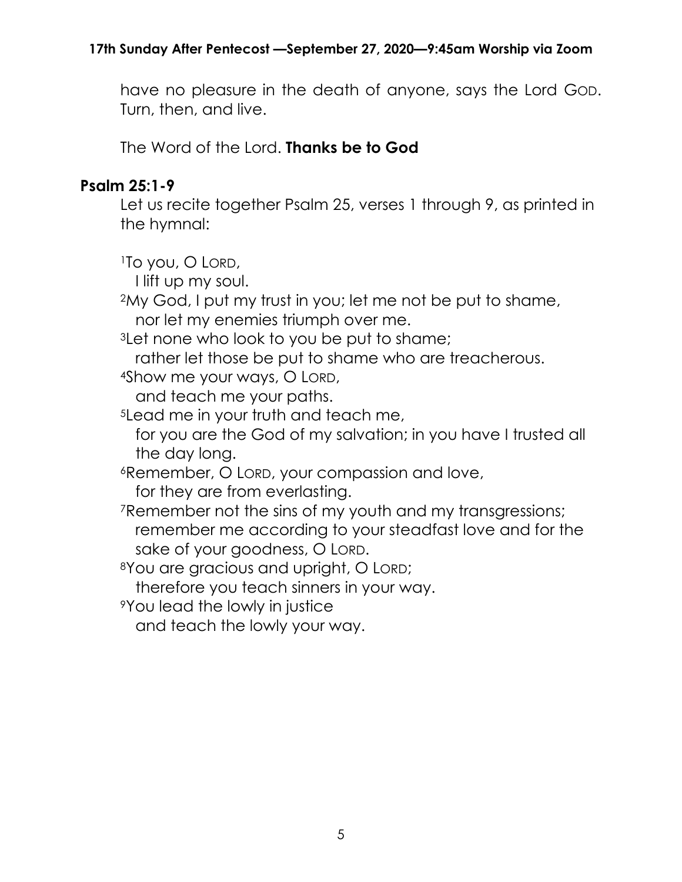have no pleasure in the death of anyone, says the Lord GOD. Turn, then, and live.

The Word of the Lord. **Thanks be to God**

## Psalm 25:1-9

Let us recite together Psalm 25, verses 1 through 9, as printed in the hymnal:

[1]To you, O LORD,
I lift up my soul.
[2]My God, I put my trust in you; let me not be put to shame,
nor let my enemies triumph over me.
[3]Let none who look to you be put to shame;
rather let those be put to shame who are treacherous.
[4]Show me your ways, O LORD,
and teach me your paths.
[5]Lead me in your truth and teach me,
for you are the God of my salvation; in you have I trusted all the day long.
[6]Remember, O LORD, your compassion and love,
for they are from everlasting.
[7]Remember not the sins of my youth and my transgressions;
remember me according to your steadfast love and for the sake of your goodness, O LORD.
[8]You are gracious and upright, O LORD;
therefore you teach sinners in your way.
[9]You lead the lowly in justice
and teach the lowly your way.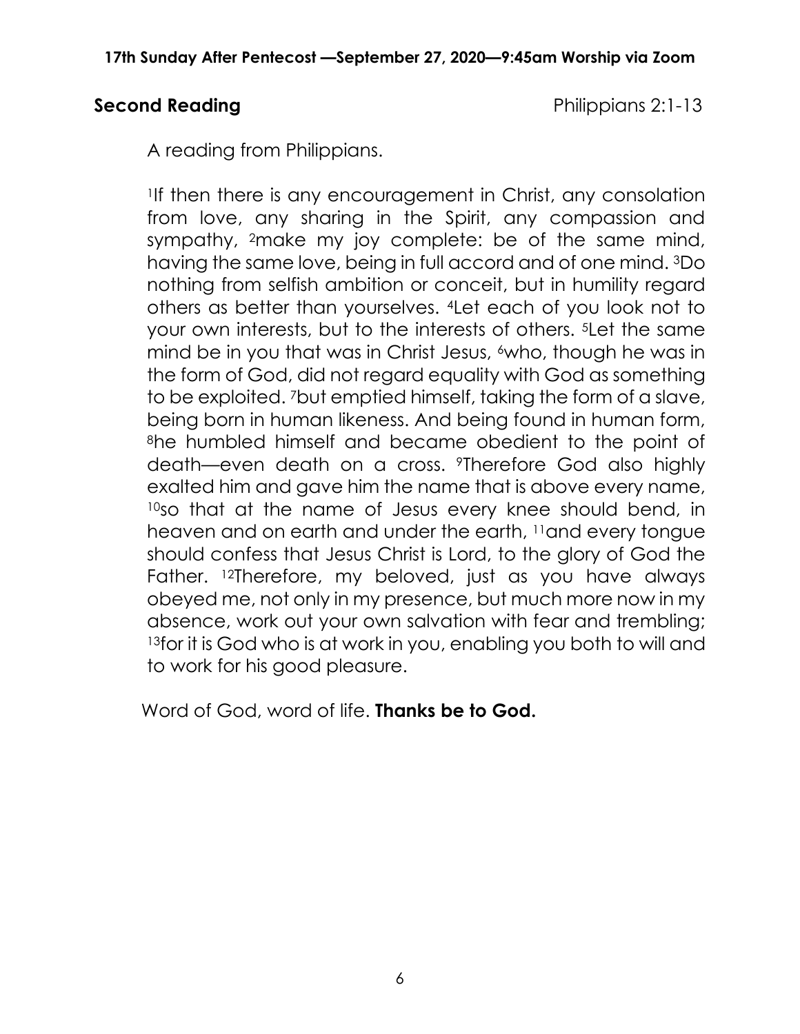**Second Reading** Philippians 2:1-13

A reading from Philippians.

[1]If then there is any encouragement in Christ, any consolation from love, any sharing in the Spirit, any compassion and sympathy, [2]make my joy complete: be of the same mind, having the same love, being in full accord and of one mind. [3]Do nothing from selfish ambition or conceit, but in humility regard others as better than yourselves. [4]Let each of you look not to your own interests, but to the interests of others. [5]Let the same mind be in you that was in Christ Jesus, [6]who, though he was in the form of God, did not regard equality with God as something to be exploited. [7]but emptied himself, taking the form of a slave, being born in human likeness. And being found in human form, [8]he humbled himself and became obedient to the point of death—even death on a cross. [9]Therefore God also highly exalted him and gave him the name that is above every name, [10]so that at the name of Jesus every knee should bend, in heaven and on earth and under the earth, [11]and every tongue should confess that Jesus Christ is Lord, to the glory of God the Father. [12]Therefore, my beloved, just as you have always obeyed me, not only in my presence, but much more now in my absence, work out your own salvation with fear and trembling; [13]for it is God who is at work in you, enabling you both to will and to work for his good pleasure.

Word of God, word of life. **Thanks be to God.**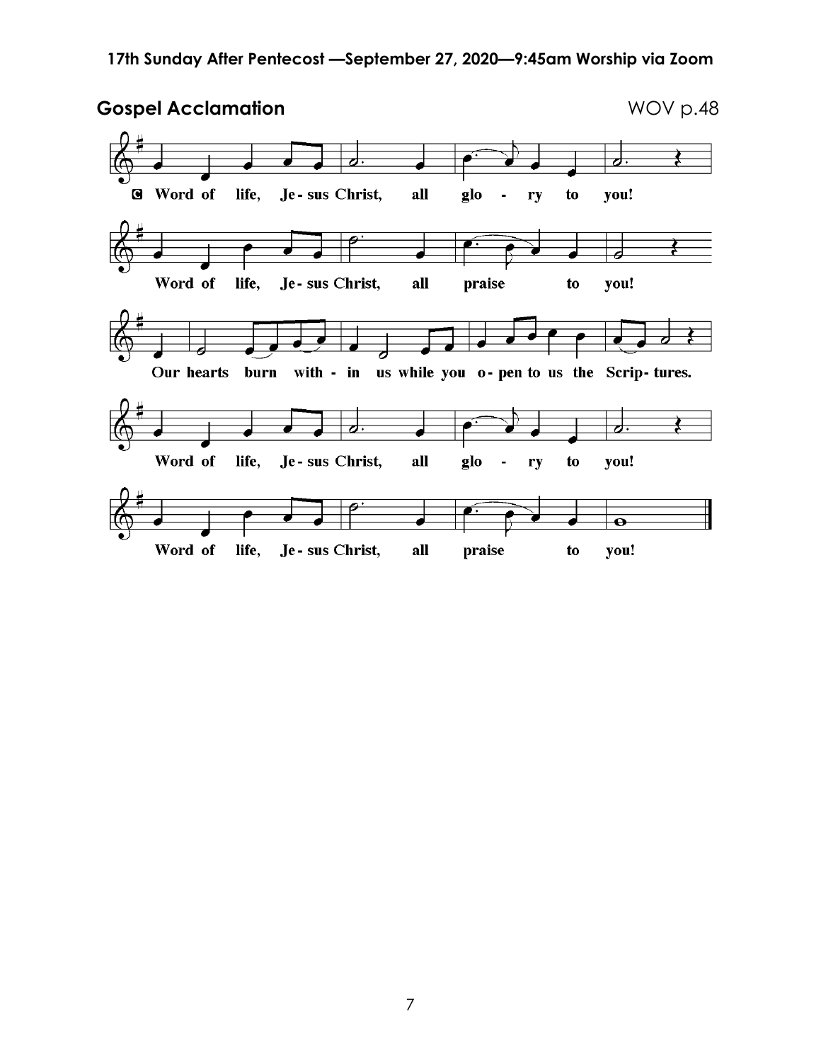## Gospel Acclamation

WOV p.48

C Word of life, Je- sus Christ, all glo - ry to you!

Word of life, Je- sus Christ, all praise to you!

Our hearts burn with - in us while you o- pen to us the Scrip- tures.

Word of life, Je- sus Christ, all glo - ry to you!

Word of life, Je- sus Christ, all praise to you!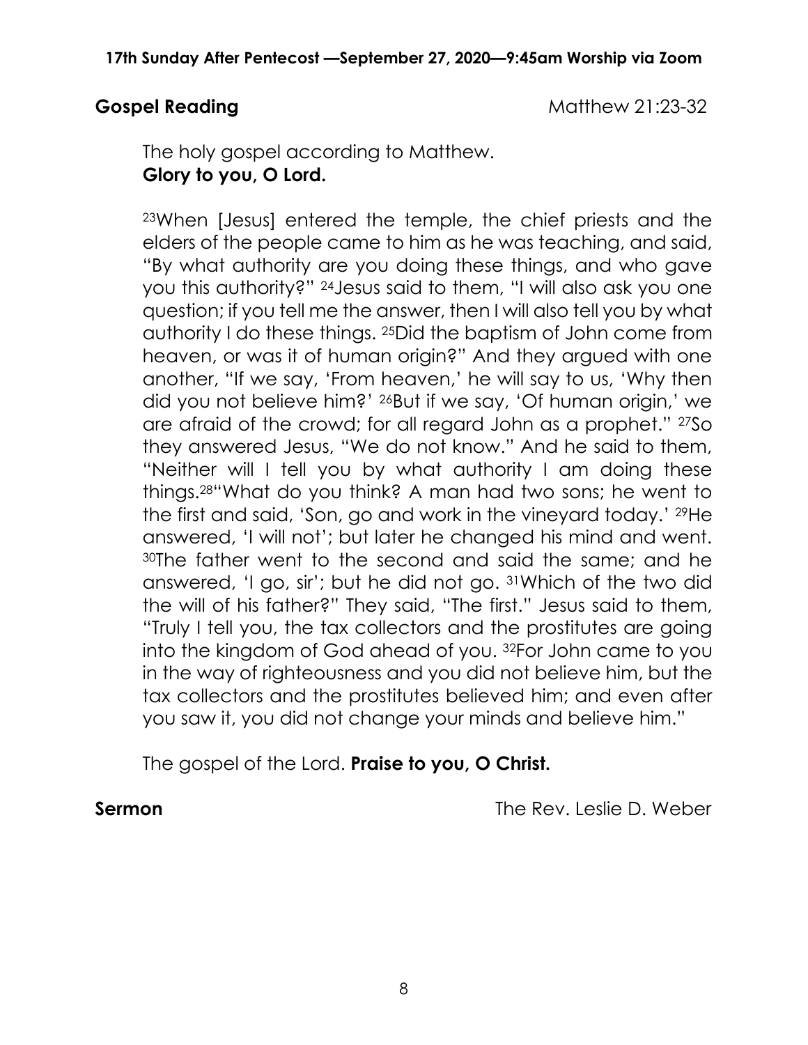**Gospel Reading** Matthew 21:23-32

The holy gospel according to Matthew.
**Glory to you, O Lord.**

[23]When [Jesus] entered the temple, the chief priests and the elders of the people came to him as he was teaching, and said, "By what authority are you doing these things, and who gave you this authority?" [24]Jesus said to them, "I will also ask you one question; if you tell me the answer, then I will also tell you by what authority I do these things. [25]Did the baptism of John come from heaven, or was it of human origin?" And they argued with one another, "If we say, 'From heaven,' he will say to us, 'Why then did you not believe him?' [26]But if we say, 'Of human origin,' we are afraid of the crowd; for all regard John as a prophet." [27]So they answered Jesus, "We do not know." And he said to them, "Neither will I tell you by what authority I am doing these things.[28]"What do you think? A man had two sons; he went to the first and said, 'Son, go and work in the vineyard today.' [29]He answered, 'I will not'; but later he changed his mind and went. [30]The father went to the second and said the same; and he answered, 'I go, sir'; but he did not go. [31]Which of the two did the will of his father?" They said, "The first." Jesus said to them, "Truly I tell you, the tax collectors and the prostitutes are going into the kingdom of God ahead of you. [32]For John came to you in the way of righteousness and you did not believe him, but the tax collectors and the prostitutes believed him; and even after you saw it, you did not change your minds and believe him."

The gospel of the Lord. **Praise to you, O Christ.**

**Sermon** The Rev. Leslie D. Weber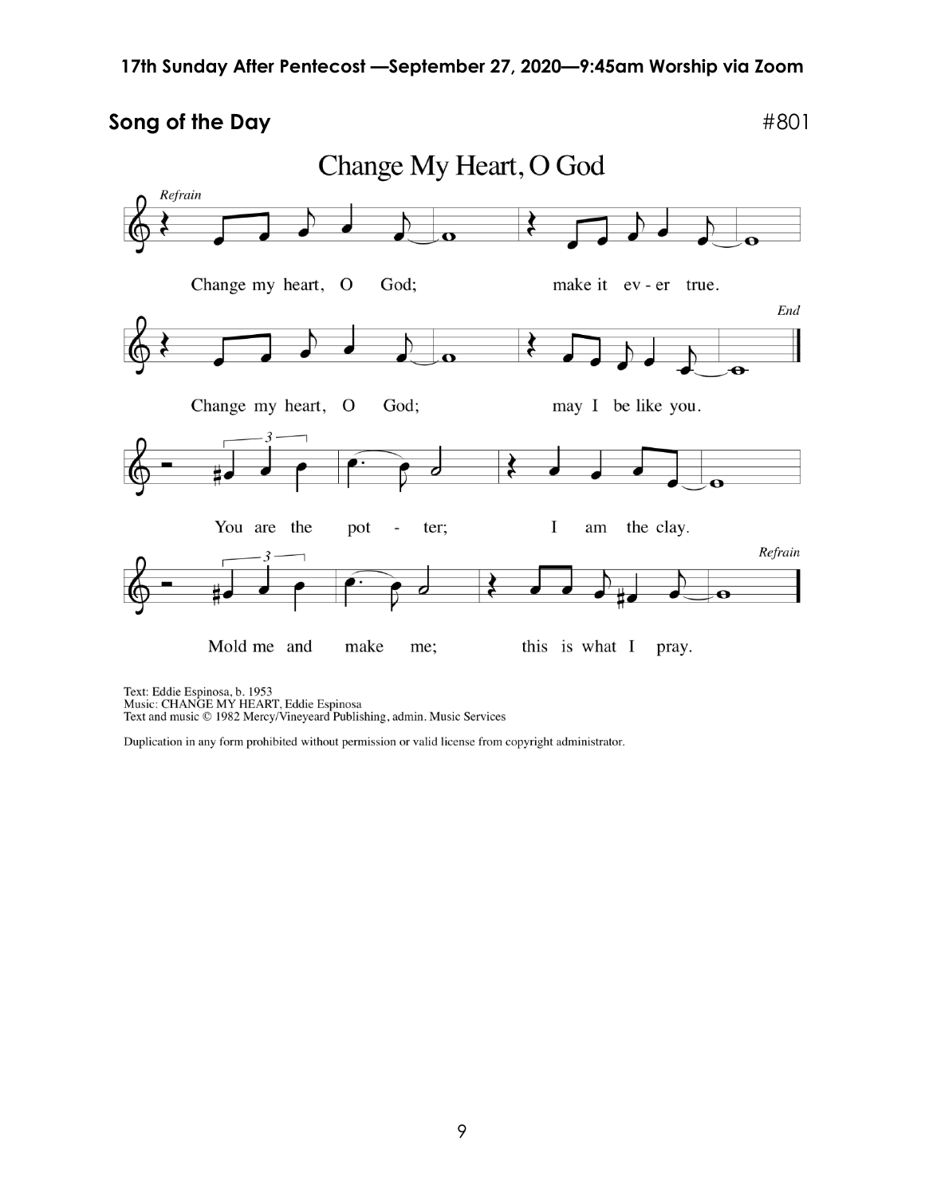## Song of the Day

#801

# Change My Heart, O God

*Refrain*

Change my heart, O God; make it ev - er true.

Change my heart, O God; may I be like you.

*End*

You are the pot - ter; I am the clay.

Mold me and make me; this is what I pray.

*Refrain*

Text: Eddie Espinosa, b. 1953
Music: CHANGE MY HEART, Eddie Espinosa
Text and music © 1982 Mercy/Vineyeard Publishing, admin. Music Services

Duplication in any form prohibited without permission or valid license from copyright administrator.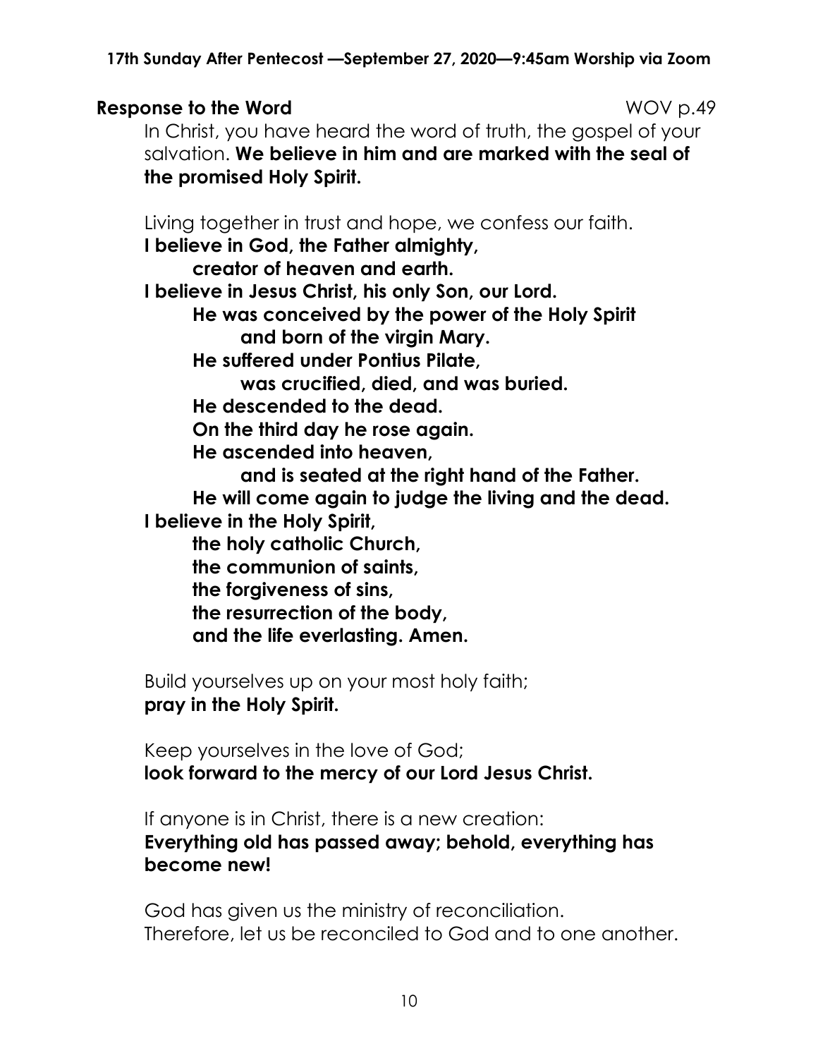**Response to the Word** WOV p.49

In Christ, you have heard the word of truth, the gospel of your salvation. **We believe in him and are marked with the seal of the promised Holy Spirit.**

Living together in trust and hope, we confess our faith.

**I believe in God, the Father almighty,**
**creator of heaven and earth.**
**I believe in Jesus Christ, his only Son, our Lord.**
**He was conceived by the power of the Holy Spirit**
**and born of the virgin Mary.**
**He suffered under Pontius Pilate,**
**was crucified, died, and was buried.**
**He descended to the dead.**
**On the third day he rose again.**
**He ascended into heaven,**
**and is seated at the right hand of the Father.**
**He will come again to judge the living and the dead.**
**I believe in the Holy Spirit,**
**the holy catholic Church,**
**the communion of saints,**
**the forgiveness of sins,**
**the resurrection of the body,**
**and the life everlasting. Amen.**

Build yourselves up on your most holy faith;
**pray in the Holy Spirit.**

Keep yourselves in the love of God;
**look forward to the mercy of our Lord Jesus Christ.**

If anyone is in Christ, there is a new creation:
**Everything old has passed away; behold, everything has become new!**

God has given us the ministry of reconciliation.
Therefore, let us be reconciled to God and to one another.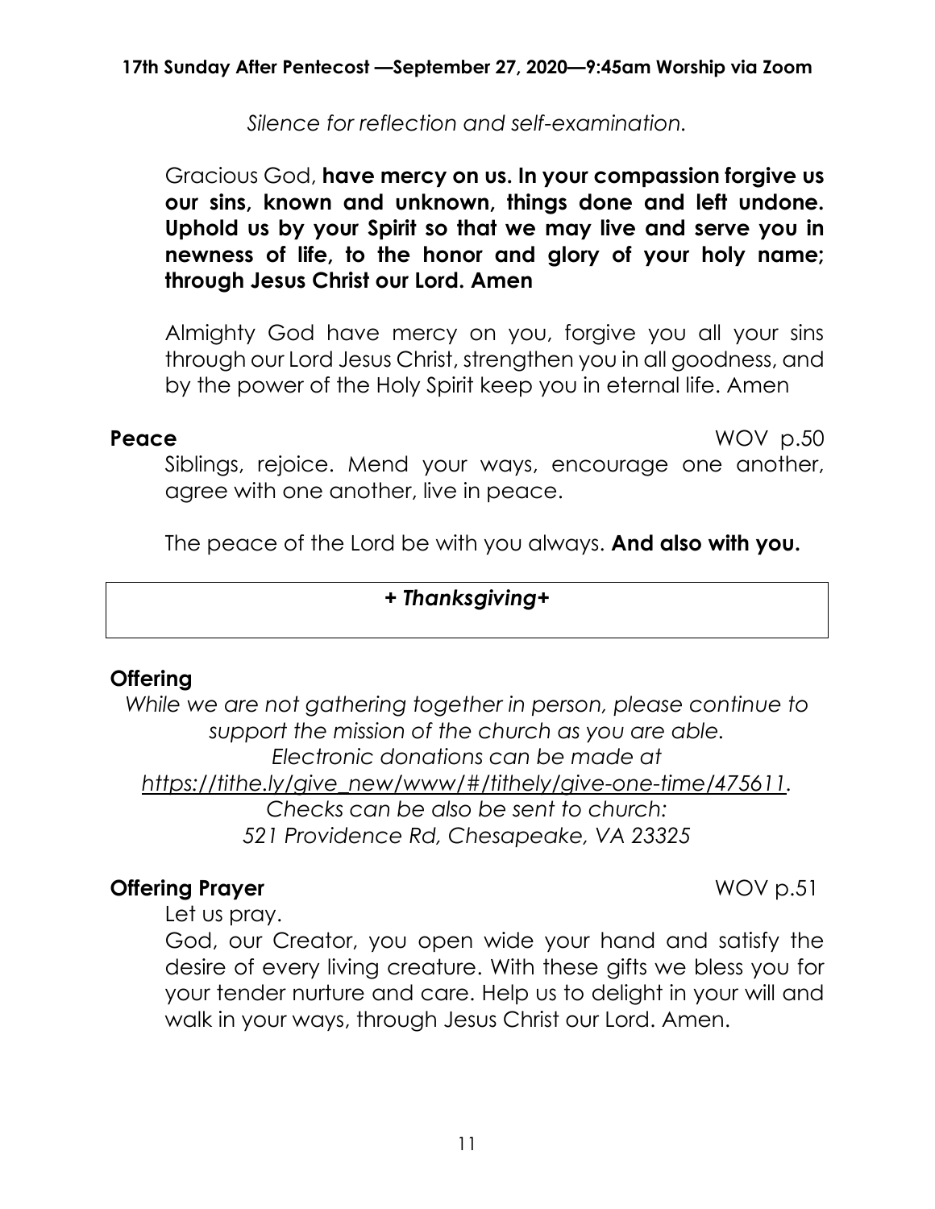*Silence for reflection and self-examination.*

Gracious God, **have mercy on us. In your compassion forgive us our sins, known and unknown, things done and left undone. Uphold us by your Spirit so that we may live and serve you in newness of life, to the honor and glory of your holy name; through Jesus Christ our Lord. Amen**

Almighty God have mercy on you, forgive you all your sins through our Lord Jesus Christ, strengthen you in all goodness, and by the power of the Holy Spirit keep you in eternal life. Amen

**Peace** WOV p.50

Siblings, rejoice. Mend your ways, encourage one another, agree with one another, live in peace.

The peace of the Lord be with you always. **And also with you.**

## *+ Thanksgiving+*

### Offering

*While we are not gathering together in person, please continue to support the mission of the church as you are able. Electronic donations can be made at https://tithe.ly/give_new/www/#/tithely/give-one-time/475611. Checks can be also be sent to church: 521 Providence Rd, Chesapeake, VA 23325*

**Offering Prayer** WOV p.51

Let us pray.

God, our Creator, you open wide your hand and satisfy the desire of every living creature. With these gifts we bless you for your tender nurture and care. Help us to delight in your will and walk in your ways, through Jesus Christ our Lord. Amen.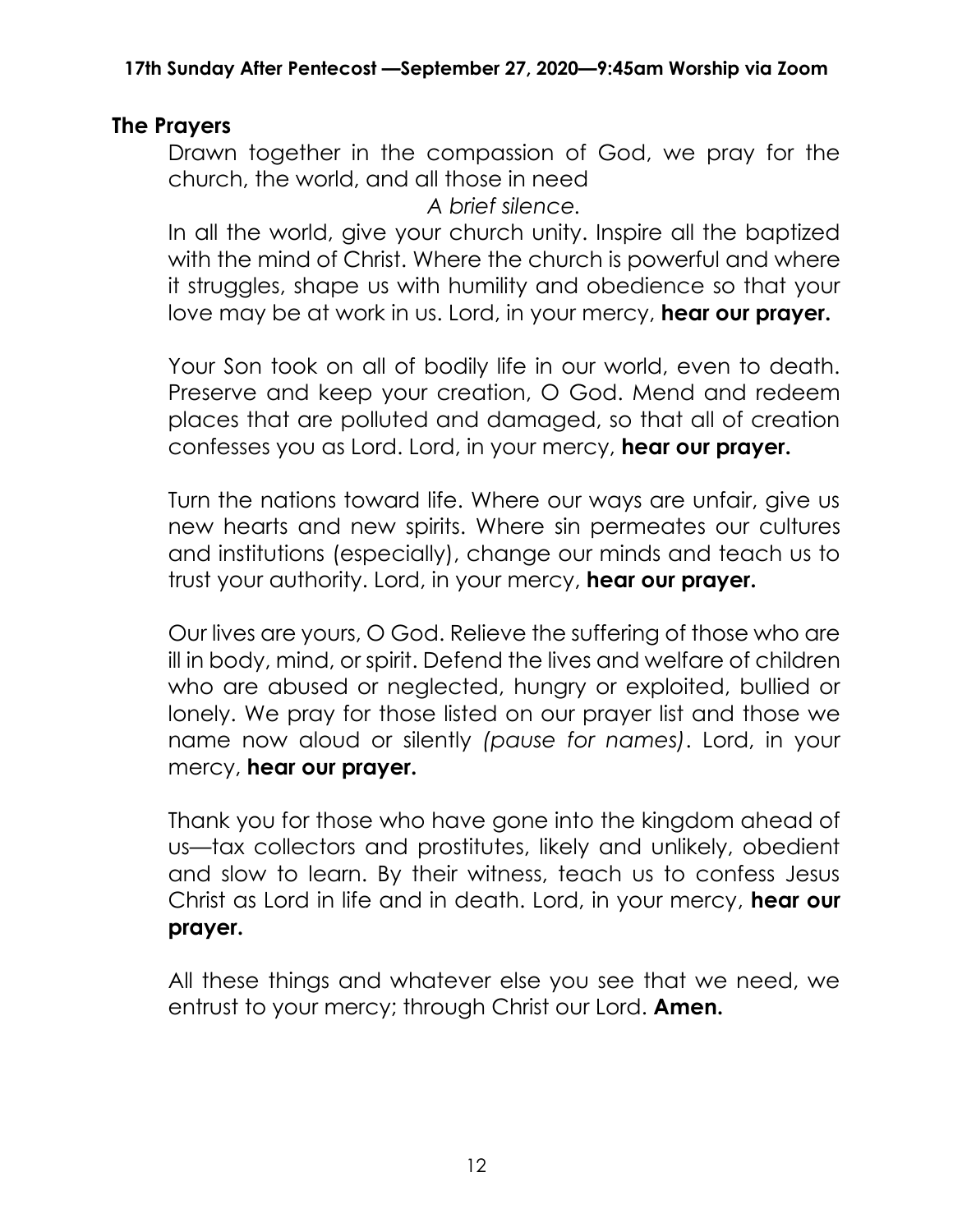## The Prayers

Drawn together in the compassion of God, we pray for the church, the world, and all those in need

*A brief silence.*

In all the world, give your church unity. Inspire all the baptized with the mind of Christ. Where the church is powerful and where it struggles, shape us with humility and obedience so that your love may be at work in us. Lord, in your mercy, **hear our prayer.**

Your Son took on all of bodily life in our world, even to death. Preserve and keep your creation, O God. Mend and redeem places that are polluted and damaged, so that all of creation confesses you as Lord. Lord, in your mercy, **hear our prayer.**

Turn the nations toward life. Where our ways are unfair, give us new hearts and new spirits. Where sin permeates our cultures and institutions (especially), change our minds and teach us to trust your authority. Lord, in your mercy, **hear our prayer.**

Our lives are yours, O God. Relieve the suffering of those who are ill in body, mind, or spirit. Defend the lives and welfare of children who are abused or neglected, hungry or exploited, bullied or lonely. We pray for those listed on our prayer list and those we name now aloud or silently *(pause for names)*. Lord, in your mercy, **hear our prayer.**

Thank you for those who have gone into the kingdom ahead of us—tax collectors and prostitutes, likely and unlikely, obedient and slow to learn. By their witness, teach us to confess Jesus Christ as Lord in life and in death. Lord, in your mercy, **hear our prayer.**

All these things and whatever else you see that we need, we entrust to your mercy; through Christ our Lord. **Amen.**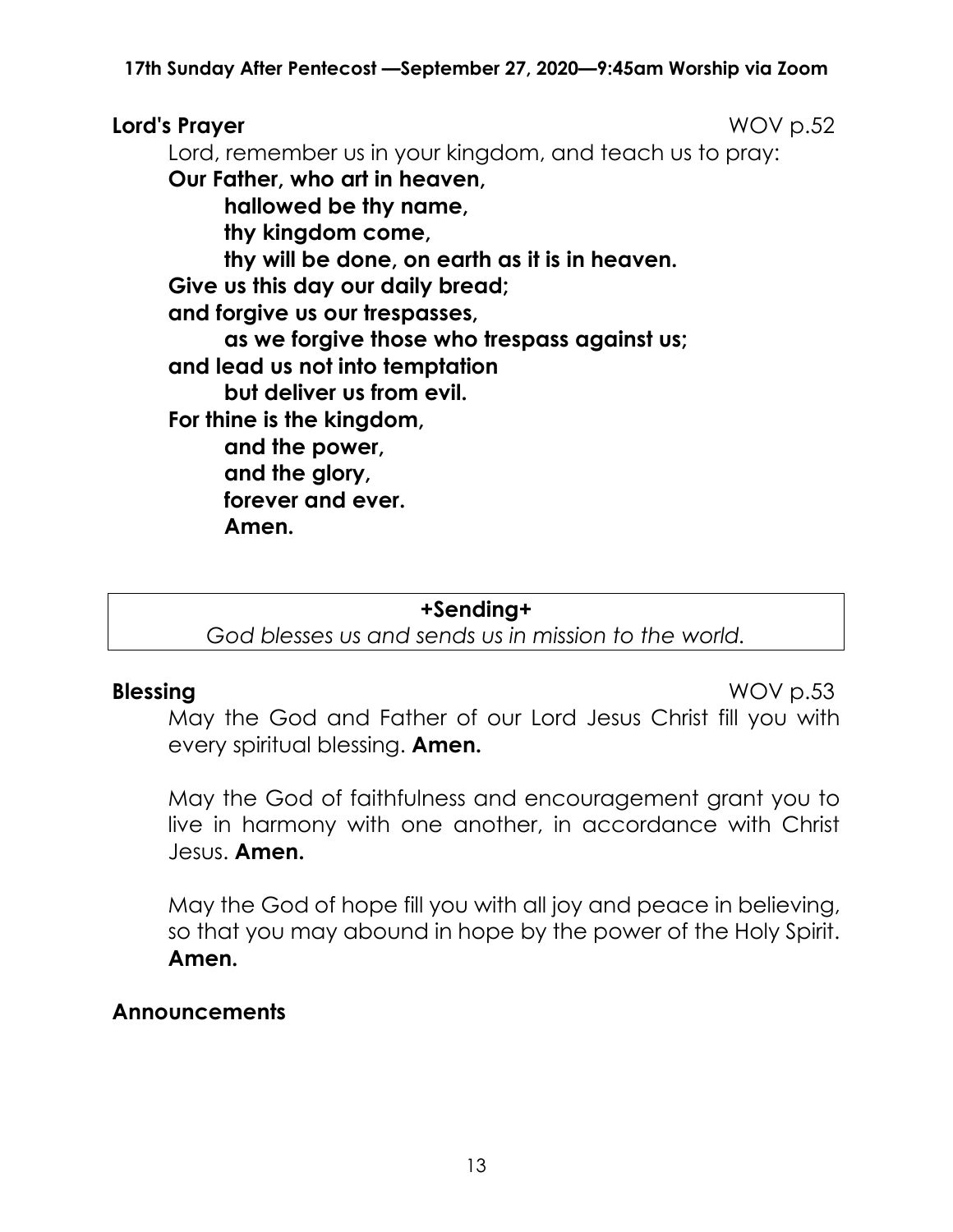**Lord's Prayer** WOV p.52

Lord, remember us in your kingdom, and teach us to pray:

**Our Father, who art in heaven,**
**hallowed be thy name,**
**thy kingdom come,**
**thy will be done, on earth as it is in heaven.**
**Give us this day our daily bread;**
**and forgive us our trespasses,**
**as we forgive those who trespass against us;**
**and lead us not into temptation**
**but deliver us from evil.**
**For thine is the kingdom,**
**and the power,**
**and the glory,**
**forever and ever.**
**Amen.**

**+Sending+**

*God blesses us and sends us in mission to the world.*

**Blessing** WOV p.53

May the God and Father of our Lord Jesus Christ fill you with every spiritual blessing. **Amen.**

May the God of faithfulness and encouragement grant you to live in harmony with one another, in accordance with Christ Jesus. **Amen.**

May the God of hope fill you with all joy and peace in believing, so that you may abound in hope by the power of the Holy Spirit. **Amen.**

**Announcements**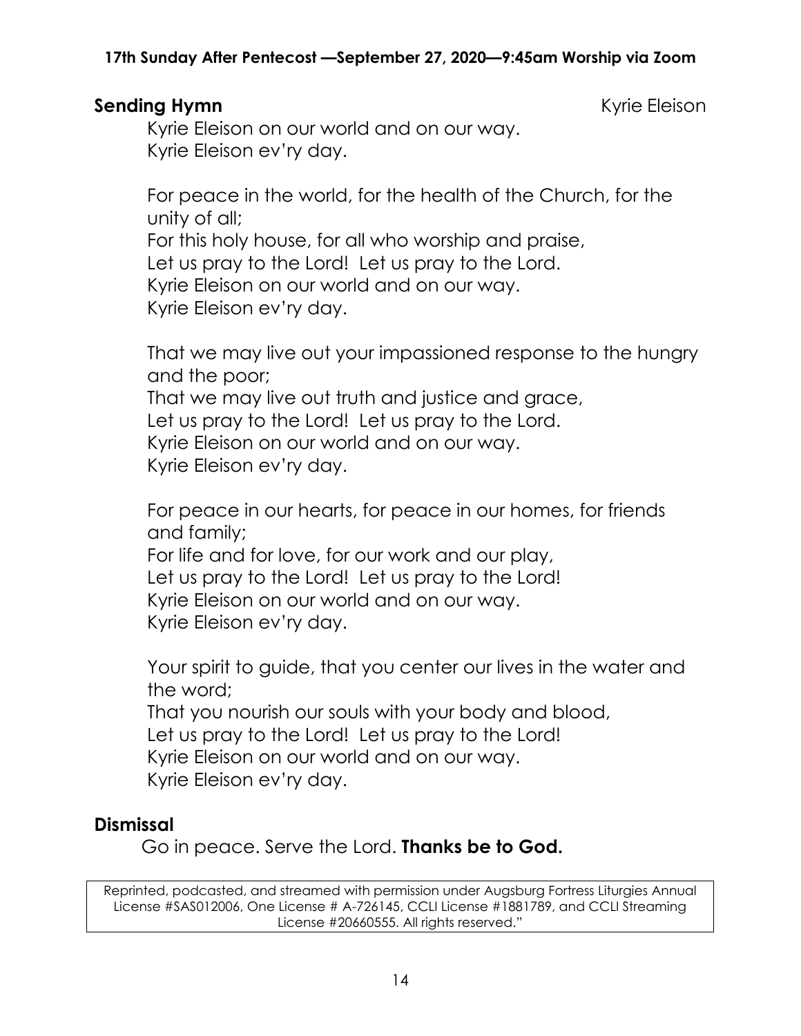**Sending Hymn** Kyrie Eleison

Kyrie Eleison on our world and on our way.
Kyrie Eleison ev'ry day.

For peace in the world, for the health of the Church, for the unity of all;
For this holy house, for all who worship and praise,
Let us pray to the Lord! Let us pray to the Lord.
Kyrie Eleison on our world and on our way.
Kyrie Eleison ev'ry day.

That we may live out your impassioned response to the hungry and the poor;
That we may live out truth and justice and grace,
Let us pray to the Lord! Let us pray to the Lord.
Kyrie Eleison on our world and on our way.
Kyrie Eleison ev'ry day.

For peace in our hearts, for peace in our homes, for friends and family;
For life and for love, for our work and our play,
Let us pray to the Lord! Let us pray to the Lord!
Kyrie Eleison on our world and on our way.
Kyrie Eleison ev'ry day.

Your spirit to guide, that you center our lives in the water and the word;
That you nourish our souls with your body and blood,
Let us pray to the Lord! Let us pray to the Lord!
Kyrie Eleison on our world and on our way.
Kyrie Eleison ev'ry day.

**Dismissal**

Go in peace. Serve the Lord. **Thanks be to God.**

Reprinted, podcasted, and streamed with permission under Augsburg Fortress Liturgies Annual License #SAS012006, One License # A-726145, CCLI License #1881789, and CCLI Streaming License #20660555. All rights reserved."